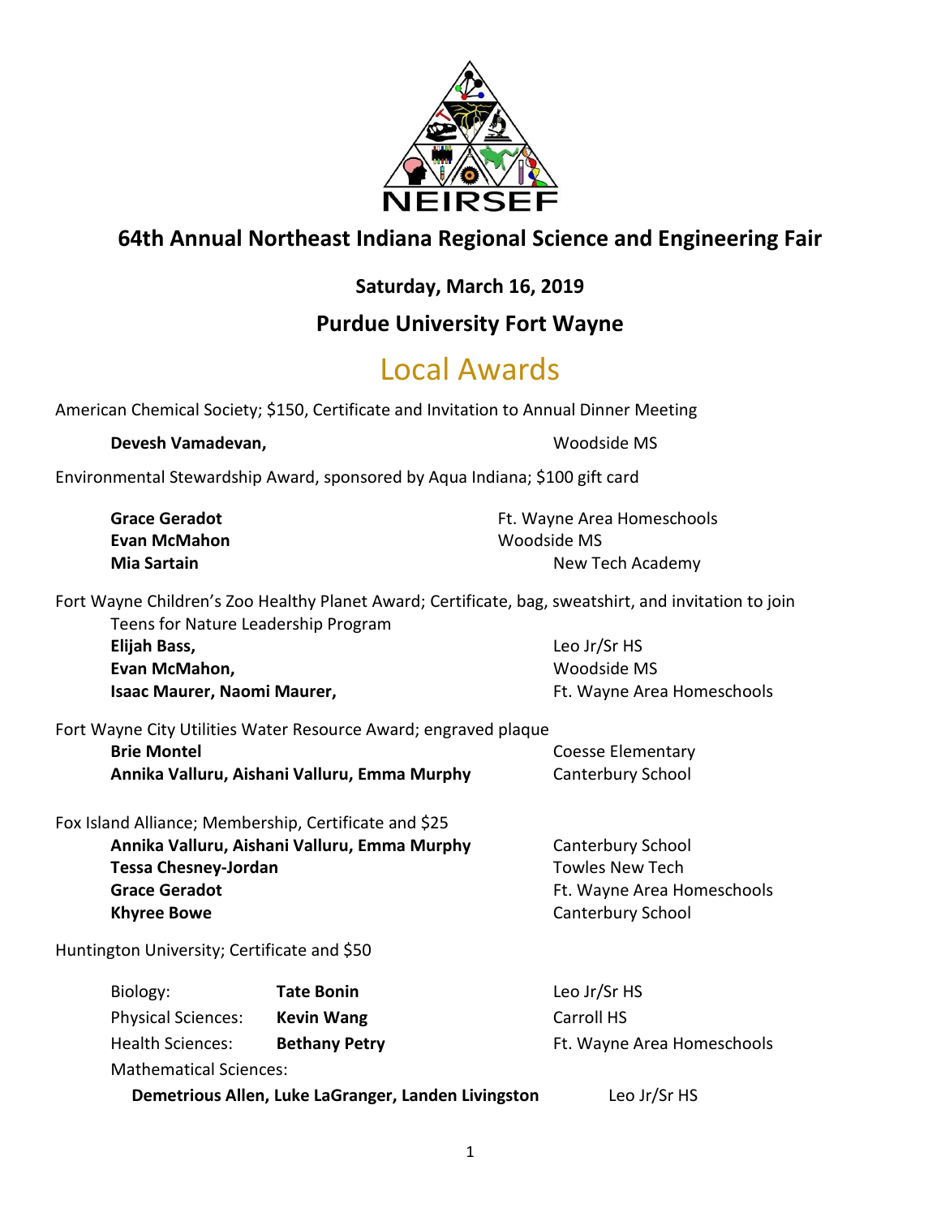NEIRSEF

# 64th Annual Northeast Indiana Regional Science and Engineering Fair

## Saturday, March 16, 2019

## Purdue University Fort Wayne

# Local Awards

American Chemical Society; $150, Certificate and Invitation to Annual Dinner Meeting

**Devesh Vamadevan,** — Woodside MS

Environmental Stewardship Award, sponsored by Aqua Indiana; $100 gift card

**Grace Geradot** — Ft. Wayne Area Homeschools
**Evan McMahon** — Woodside MS
**Mia Sartain** — New Tech Academy

Fort Wayne Children's Zoo Healthy Planet Award; Certificate, bag, sweatshirt, and invitation to join Teens for Nature Leadership Program

**Elijah Bass,** — Leo Jr/Sr HS
**Evan McMahon,** — Woodside MS
**Isaac Maurer, Naomi Maurer,** — Ft. Wayne Area Homeschools

Fort Wayne City Utilities Water Resource Award; engraved plaque

**Brie Montel** — Coesse Elementary
**Annika Valluru, Aishani Valluru, Emma Murphy** — Canterbury School

Fox Island Alliance; Membership, Certificate and $25

**Annika Valluru, Aishani Valluru, Emma Murphy** — Canterbury School
**Tessa Chesney-Jordan** — Towles New Tech
**Grace Geradot** — Ft. Wayne Area Homeschools
**Khyree Bowe** — Canterbury School

Huntington University; Certificate and $50

Biology: **Tate Bonin** — Leo Jr/Sr HS
Physical Sciences: **Kevin Wang** — Carroll HS
Health Sciences: **Bethany Petry** — Ft. Wayne Area Homeschools
Mathematical Sciences:
**Demetrious Allen, Luke LaGranger, Landen Livingston** — Leo Jr/Sr HS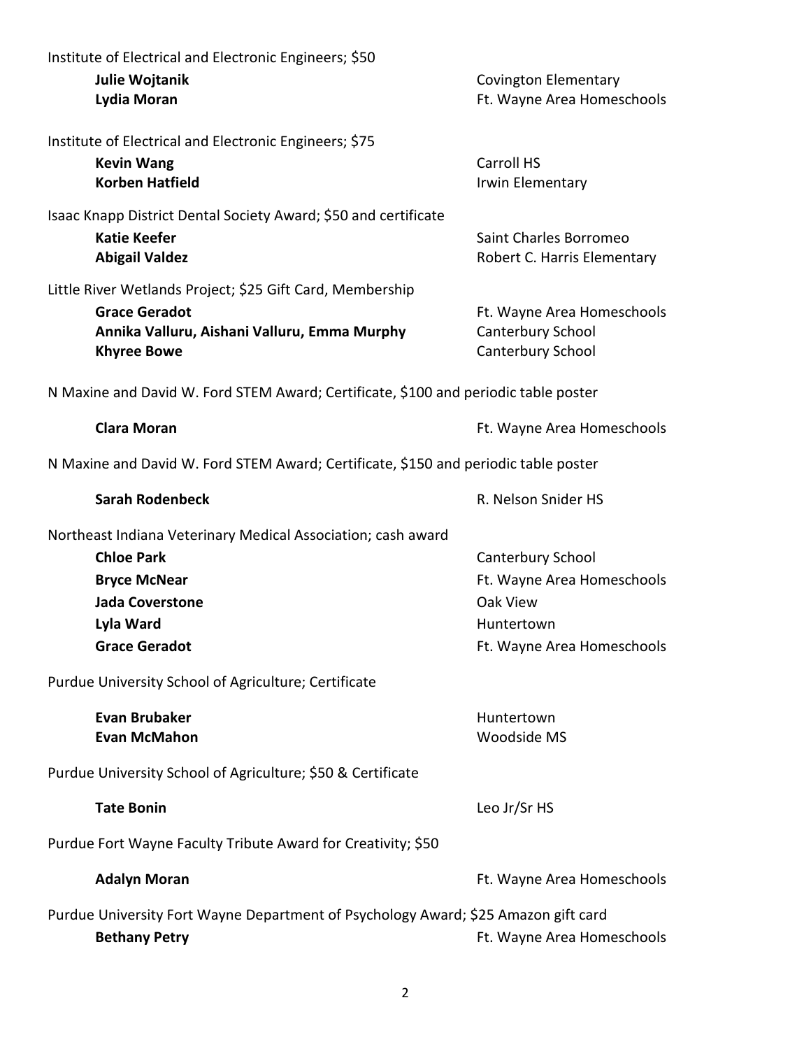Institute of Electrical and Electronic Engineers; $50

| | |
|---|---|
| **Julie Wojtanik** | Covington Elementary |
| **Lydia Moran** | Ft. Wayne Area Homeschools |

Institute of Electrical and Electronic Engineers; $75

| | |
|---|---|
| **Kevin Wang** | Carroll HS |
| **Korben Hatfield** | Irwin Elementary |

Isaac Knapp District Dental Society Award; $50 and certificate

| | |
|---|---|
| **Katie Keefer** | Saint Charles Borromeo |
| **Abigail Valdez** | Robert C. Harris Elementary |

Little River Wetlands Project; $25 Gift Card, Membership

| | |
|---|---|
| **Grace Geradot** | Ft. Wayne Area Homeschools |
| **Annika Valluru, Aishani Valluru, Emma Murphy** | Canterbury School |
| **Khyree Bowe** | Canterbury School |

N Maxine and David W. Ford STEM Award; Certificate, $100 and periodic table poster

| | |
|---|---|
| **Clara Moran** | Ft. Wayne Area Homeschools |

N Maxine and David W. Ford STEM Award; Certificate, $150 and periodic table poster

| | |
|---|---|
| **Sarah Rodenbeck** | R. Nelson Snider HS |

Northeast Indiana Veterinary Medical Association; cash award

| | |
|---|---|
| **Chloe Park** | Canterbury School |
| **Bryce McNear** | Ft. Wayne Area Homeschools |
| **Jada Coverstone** | Oak View |
| **Lyla Ward** | Huntertown |
| **Grace Geradot** | Ft. Wayne Area Homeschools |

Purdue University School of Agriculture; Certificate

| | |
|---|---|
| **Evan Brubaker** | Huntertown |
| **Evan McMahon** | Woodside MS |

Purdue University School of Agriculture; $50 & Certificate

| | |
|---|---|
| **Tate Bonin** | Leo Jr/Sr HS |

Purdue Fort Wayne Faculty Tribute Award for Creativity; $50

| | |
|---|---|
| **Adalyn Moran** | Ft. Wayne Area Homeschools |

Purdue University Fort Wayne Department of Psychology Award; $25 Amazon gift card

| | |
|---|---|
| **Bethany Petry** | Ft. Wayne Area Homeschools |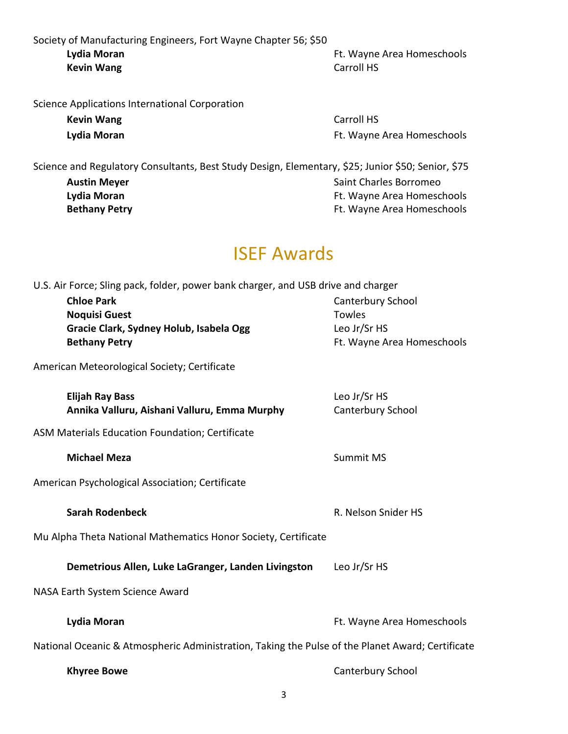Society of Manufacturing Engineers, Fort Wayne Chapter 56; $50

| | |
|---|---|
| **Lydia Moran** | Ft. Wayne Area Homeschools |
| **Kevin Wang** | Carroll HS |

Science Applications International Corporation

| | |
|---|---|
| **Kevin Wang** | Carroll HS |
| **Lydia Moran** | Ft. Wayne Area Homeschools |

Science and Regulatory Consultants, Best Study Design, Elementary, $25; Junior $50; Senior, $75

| | |
|---|---|
| **Austin Meyer** | Saint Charles Borromeo |
| **Lydia Moran** | Ft. Wayne Area Homeschools |
| **Bethany Petry** | Ft. Wayne Area Homeschools |

# ISEF Awards

U.S. Air Force; Sling pack, folder, power bank charger, and USB drive and charger

| | |
|---|---|
| **Chloe Park** | Canterbury School |
| **Noquisi Guest** | Towles |
| **Gracie Clark, Sydney Holub, Isabela Ogg** | Leo Jr/Sr HS |
| **Bethany Petry** | Ft. Wayne Area Homeschools |

American Meteorological Society; Certificate

| | |
|---|---|
| **Elijah Ray Bass** | Leo Jr/Sr HS |
| **Annika Valluru, Aishani Valluru, Emma Murphy** | Canterbury School |

ASM Materials Education Foundation; Certificate

| | |
|---|---|
| **Michael Meza** | Summit MS |

American Psychological Association; Certificate

| | |
|---|---|
| **Sarah Rodenbeck** | R. Nelson Snider HS |

Mu Alpha Theta National Mathematics Honor Society, Certificate

| | |
|---|---|
| **Demetrious Allen, Luke LaGranger, Landen Livingston** | Leo Jr/Sr HS |

NASA Earth System Science Award

| | |
|---|---|
| **Lydia Moran** | Ft. Wayne Area Homeschools |

National Oceanic & Atmospheric Administration, Taking the Pulse of the Planet Award; Certificate

| | |
|---|---|
| **Khyree Bowe** | Canterbury School |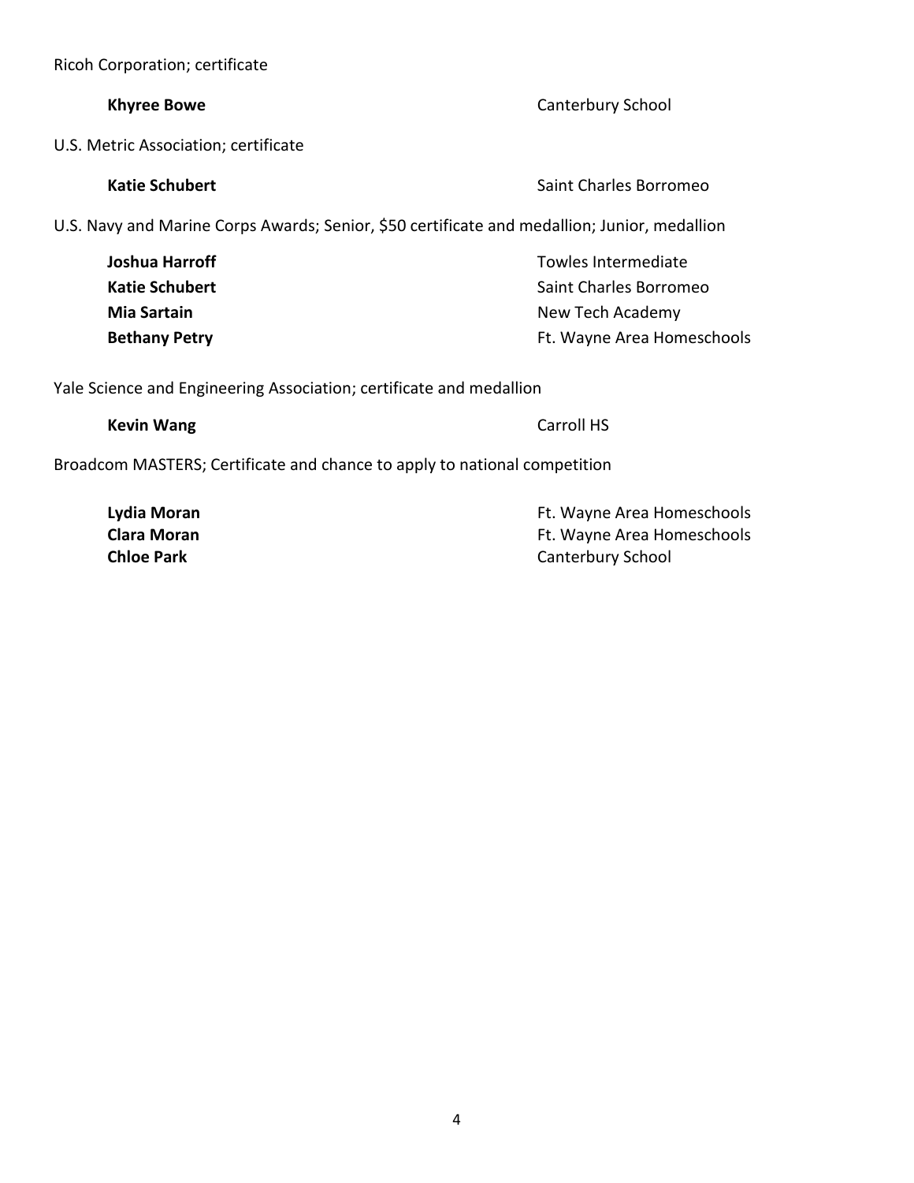Ricoh Corporation; certificate

| | |
|---|---|
| **Khyree Bowe** | Canterbury School |

U.S. Metric Association; certificate

| | |
|---|---|
| **Katie Schubert** | Saint Charles Borromeo |

U.S. Navy and Marine Corps Awards; Senior, $50 certificate and medallion; Junior, medallion

| | |
|---|---|
| **Joshua Harroff** | Towles Intermediate |
| **Katie Schubert** | Saint Charles Borromeo |
| **Mia Sartain** | New Tech Academy |
| **Bethany Petry** | Ft. Wayne Area Homeschools |

Yale Science and Engineering Association; certificate and medallion

| | |
|---|---|
| **Kevin Wang** | Carroll HS |

Broadcom MASTERS; Certificate and chance to apply to national competition

| | |
|---|---|
| **Lydia Moran** | Ft. Wayne Area Homeschools |
| **Clara Moran** | Ft. Wayne Area Homeschools |
| **Chloe Park** | Canterbury School |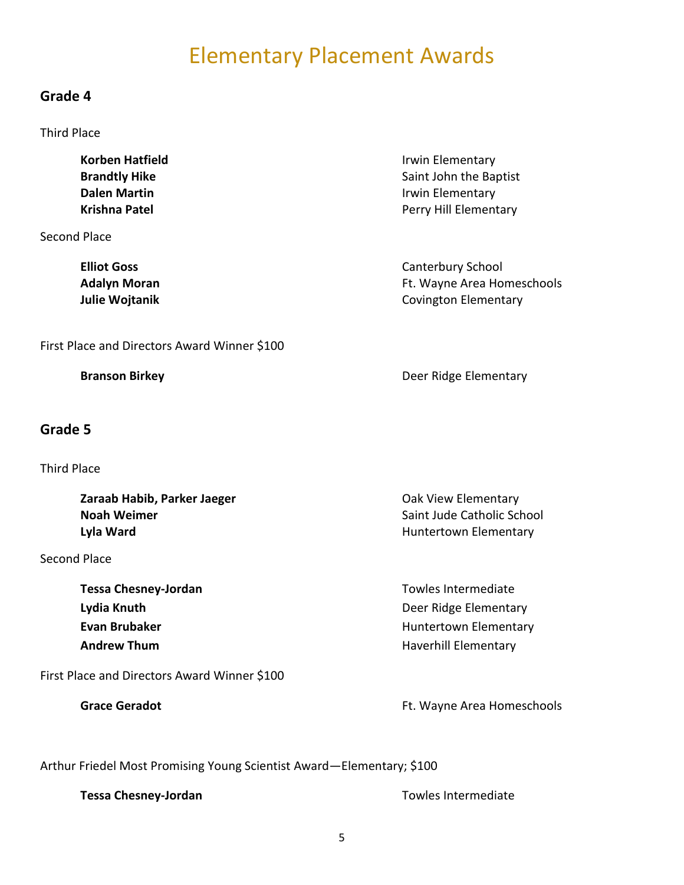# Elementary Placement Awards

## Grade 4

Third Place

| Name | School |
|---|---|
| **Korben Hatfield** | Irwin Elementary |
| **Brandtly Hike** | Saint John the Baptist |
| **Dalen Martin** | Irwin Elementary |
| **Krishna Patel** | Perry Hill Elementary |

Second Place

| Name | School |
|---|---|
| **Elliot Goss** | Canterbury School |
| **Adalyn Moran** | Ft. Wayne Area Homeschools |
| **Julie Wojtanik** | Covington Elementary |

First Place and Directors Award Winner $100

| Name | School |
|---|---|
| **Branson Birkey** | Deer Ridge Elementary |

## Grade 5

Third Place

| Name | School |
|---|---|
| **Zaraab Habib, Parker Jaeger** | Oak View Elementary |
| **Noah Weimer** | Saint Jude Catholic School |
| **Lyla Ward** | Huntertown Elementary |

Second Place

| Name | School |
|---|---|
| **Tessa Chesney-Jordan** | Towles Intermediate |
| **Lydia Knuth** | Deer Ridge Elementary |
| **Evan Brubaker** | Huntertown Elementary |
| **Andrew Thum** | Haverhill Elementary |

First Place and Directors Award Winner $100

| Name | School |
|---|---|
| **Grace Geradot** | Ft. Wayne Area Homeschools |

Arthur Friedel Most Promising Young Scientist Award—Elementary; $100

| Name | School |
|---|---|
| **Tessa Chesney-Jordan** | Towles Intermediate |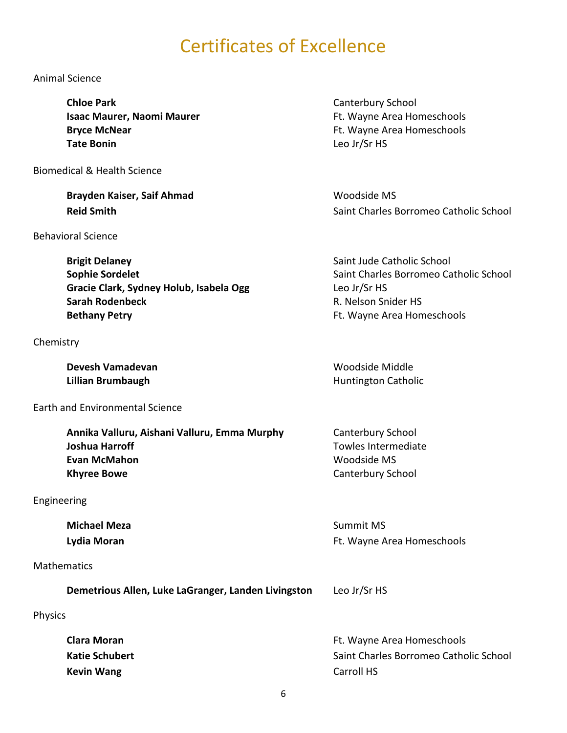# Certificates of Excellence

## Animal Science

| Name | School |
| --- | --- |
| **Chloe Park** | Canterbury School |
| **Isaac Maurer, Naomi Maurer** | Ft. Wayne Area Homeschools |
| **Bryce McNear** | Ft. Wayne Area Homeschools |
| **Tate Bonin** | Leo Jr/Sr HS |

## Biomedical & Health Science

| Name | School |
| --- | --- |
| **Brayden Kaiser, Saif Ahmad** | Woodside MS |
| **Reid Smith** | Saint Charles Borromeo Catholic School |

## Behavioral Science

| Name | School |
| --- | --- |
| **Brigit Delaney** | Saint Jude Catholic School |
| **Sophie Sordelet** | Saint Charles Borromeo Catholic School |
| **Gracie Clark, Sydney Holub, Isabela Ogg** | Leo Jr/Sr HS |
| **Sarah Rodenbeck** | R. Nelson Snider HS |
| **Bethany Petry** | Ft. Wayne Area Homeschools |

## Chemistry

| Name | School |
| --- | --- |
| **Devesh Vamadevan** | Woodside Middle |
| **Lillian Brumbaugh** | Huntington Catholic |

## Earth and Environmental Science

| Name | School |
| --- | --- |
| **Annika Valluru, Aishani Valluru, Emma Murphy** | Canterbury School |
| **Joshua Harroff** | Towles Intermediate |
| **Evan McMahon** | Woodside MS |
| **Khyree Bowe** | Canterbury School |

## Engineering

| Name | School |
| --- | --- |
| **Michael Meza** | Summit MS |
| **Lydia Moran** | Ft. Wayne Area Homeschools |

## Mathematics

| Name | School |
| --- | --- |
| **Demetrious Allen, Luke LaGranger, Landen Livingston** | Leo Jr/Sr HS |

## Physics

| Name | School |
| --- | --- |
| **Clara Moran** | Ft. Wayne Area Homeschools |
| **Katie Schubert** | Saint Charles Borromeo Catholic School |
| **Kevin Wang** | Carroll HS |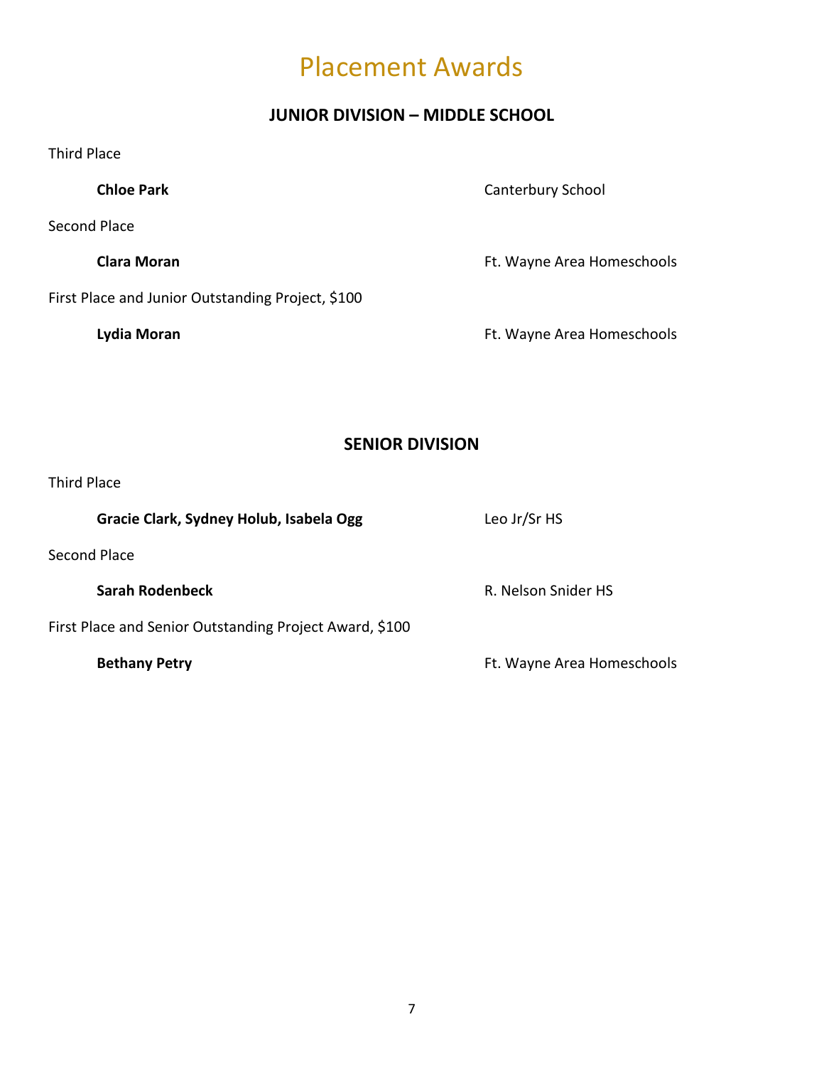# Placement Awards

## JUNIOR DIVISION – MIDDLE SCHOOL

Third Place

**Chloe Park** — Canterbury School

Second Place

**Clara Moran** — Ft. Wayne Area Homeschools

First Place and Junior Outstanding Project, $100

**Lydia Moran** — Ft. Wayne Area Homeschools

## SENIOR DIVISION

Third Place

**Gracie Clark, Sydney Holub, Isabela Ogg** — Leo Jr/Sr HS

Second Place

**Sarah Rodenbeck** — R. Nelson Snider HS

First Place and Senior Outstanding Project Award, $100

**Bethany Petry** — Ft. Wayne Area Homeschools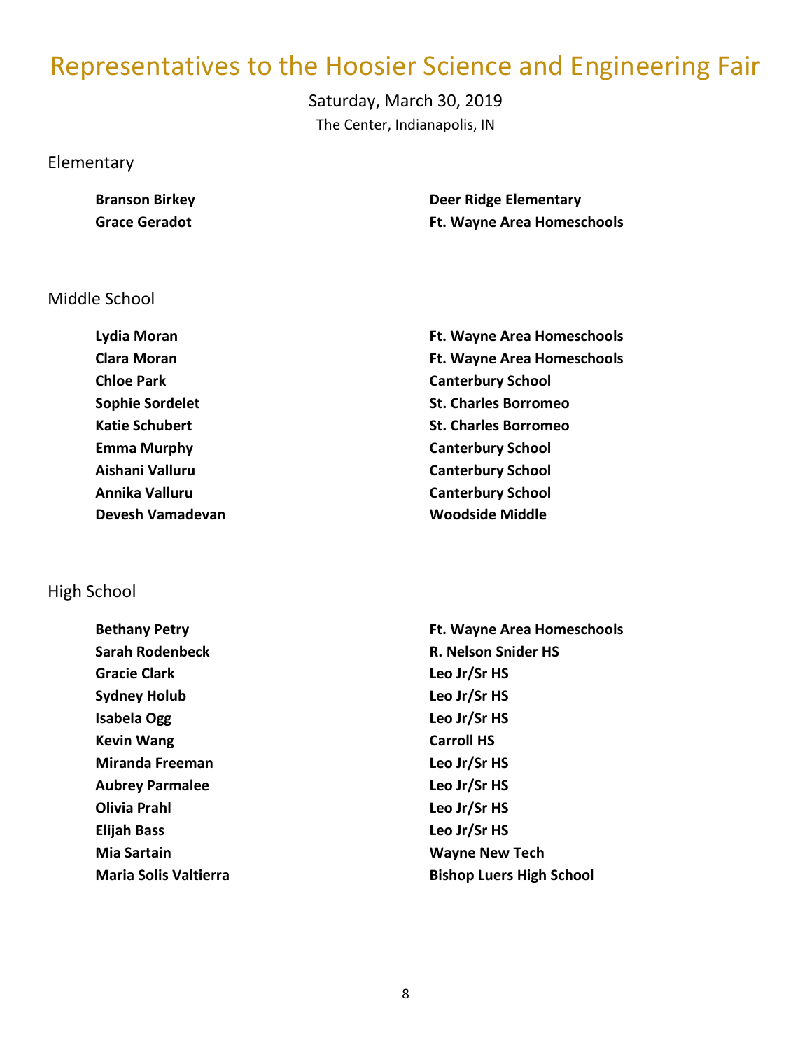# Representatives to the Hoosier Science and Engineering Fair

Saturday, March 30, 2019

The Center, Indianapolis, IN

## Elementary

| | |
|---|---|
| **Branson Birkey** | **Deer Ridge Elementary** |
| **Grace Geradot** | **Ft. Wayne Area Homeschools** |

## Middle School

| | |
|---|---|
| **Lydia Moran** | **Ft. Wayne Area Homeschools** |
| **Clara Moran** | **Ft. Wayne Area Homeschools** |
| **Chloe Park** | **Canterbury School** |
| **Sophie Sordelet** | **St. Charles Borromeo** |
| **Katie Schubert** | **St. Charles Borromeo** |
| **Emma Murphy** | **Canterbury School** |
| **Aishani Valluru** | **Canterbury School** |
| **Annika Valluru** | **Canterbury School** |
| **Devesh Vamadevan** | **Woodside Middle** |

## High School

| | |
|---|---|
| **Bethany Petry** | **Ft. Wayne Area Homeschools** |
| **Sarah Rodenbeck** | **R. Nelson Snider HS** |
| **Gracie Clark** | **Leo Jr/Sr HS** |
| **Sydney Holub** | **Leo Jr/Sr HS** |
| **Isabela Ogg** | **Leo Jr/Sr HS** |
| **Kevin Wang** | **Carroll HS** |
| **Miranda Freeman** | **Leo Jr/Sr HS** |
| **Aubrey Parmalee** | **Leo Jr/Sr HS** |
| **Olivia Prahl** | **Leo Jr/Sr HS** |
| **Elijah Bass** | **Leo Jr/Sr HS** |
| **Mia Sartain** | **Wayne New Tech** |
| **Maria Solis Valtierra** | **Bishop Luers High School** |